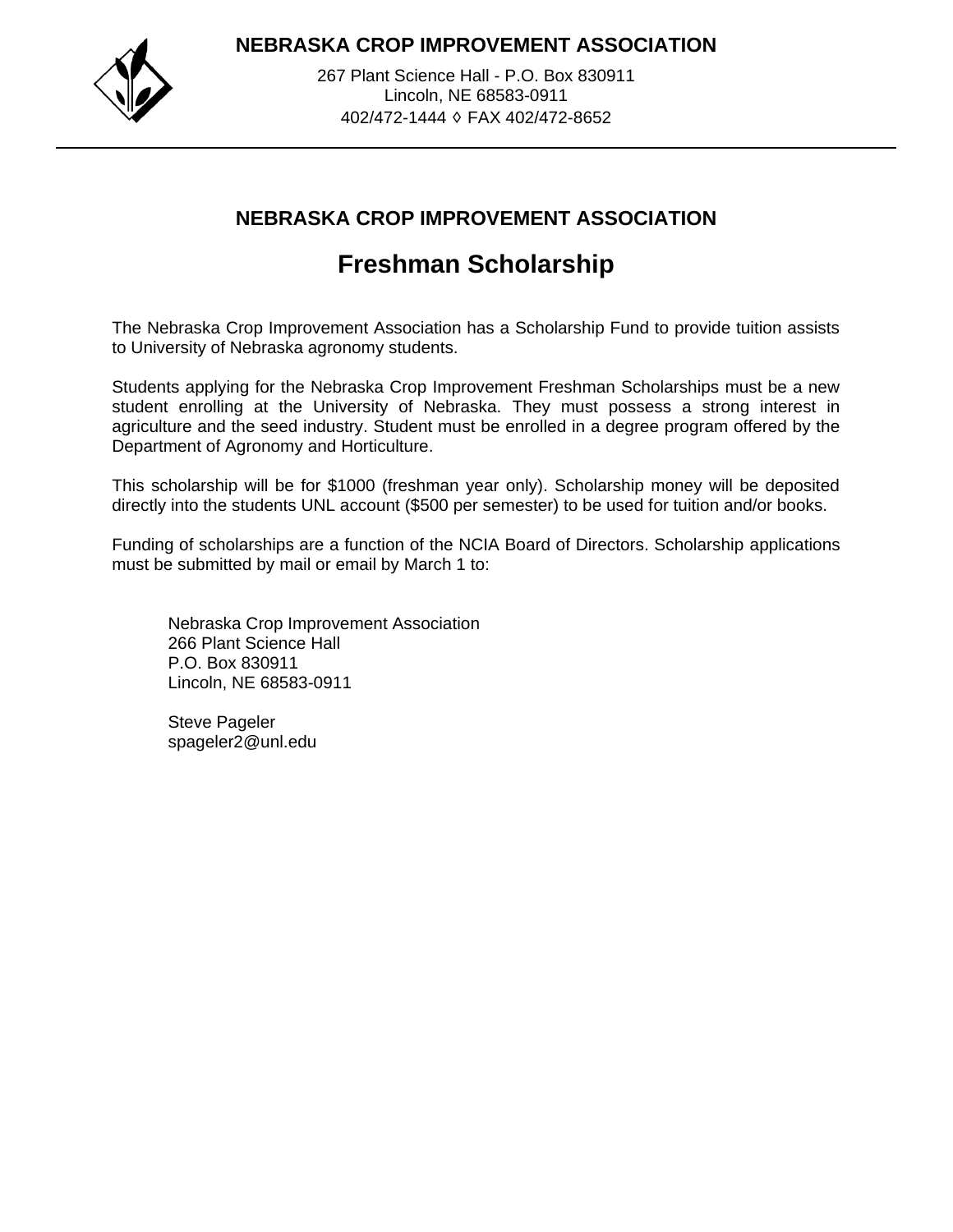**NEBRASKA CROP IMPROVEMENT ASSOCIATION**

267 Plant Science Hall - P.O. Box 830911
Lincoln, NE 68583-0911
402/472-1444 ◊ FAX 402/472-8652

---

## NEBRASKA CROP IMPROVEMENT ASSOCIATION

# Freshman Scholarship

The Nebraska Crop Improvement Association has a Scholarship Fund to provide tuition assists to University of Nebraska agronomy students.

Students applying for the Nebraska Crop Improvement Freshman Scholarships must be a new student enrolling at the University of Nebraska. They must possess a strong interest in agriculture and the seed industry. Student must be enrolled in a degree program offered by the Department of Agronomy and Horticulture.

This scholarship will be for $1000 (freshman year only). Scholarship money will be deposited directly into the students UNL account ($500 per semester) to be used for tuition and/or books.

Funding of scholarships are a function of the NCIA Board of Directors. Scholarship applications must be submitted by mail or email by March 1 to:

Nebraska Crop Improvement Association
266 Plant Science Hall
P.O. Box 830911
Lincoln, NE 68583-0911

Steve Pageler
spageler2@unl.edu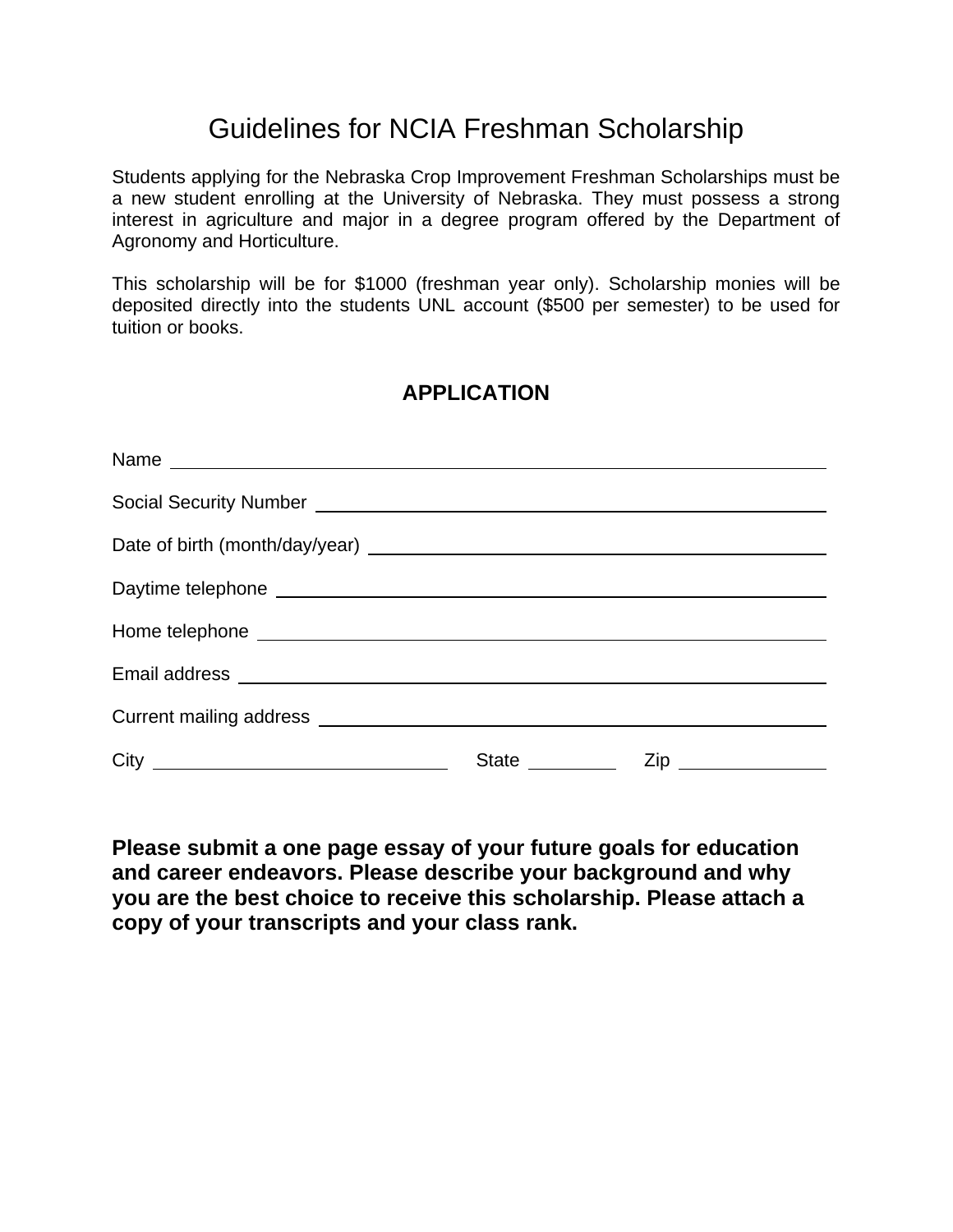# Guidelines for NCIA Freshman Scholarship

Students applying for the Nebraska Crop Improvement Freshman Scholarships must be a new student enrolling at the University of Nebraska. They must possess a strong interest in agriculture and major in a degree program offered by the Department of Agronomy and Horticulture.

This scholarship will be for $1000 (freshman year only). Scholarship monies will be deposited directly into the students UNL account ($500 per semester) to be used for tuition or books.

## APPLICATION

Name ______________________________________________

Social Security Number ______________________________________________

Date of birth (month/day/year) ______________________________________________

Daytime telephone ______________________________________________

Home telephone ______________________________________________

Email address ______________________________________________

Current mailing address ______________________________________________

City ______________________ State __________ Zip ____________

**Please submit a one page essay of your future goals for education and career endeavors. Please describe your background and why you are the best choice to receive this scholarship. Please attach a copy of your transcripts and your class rank.**